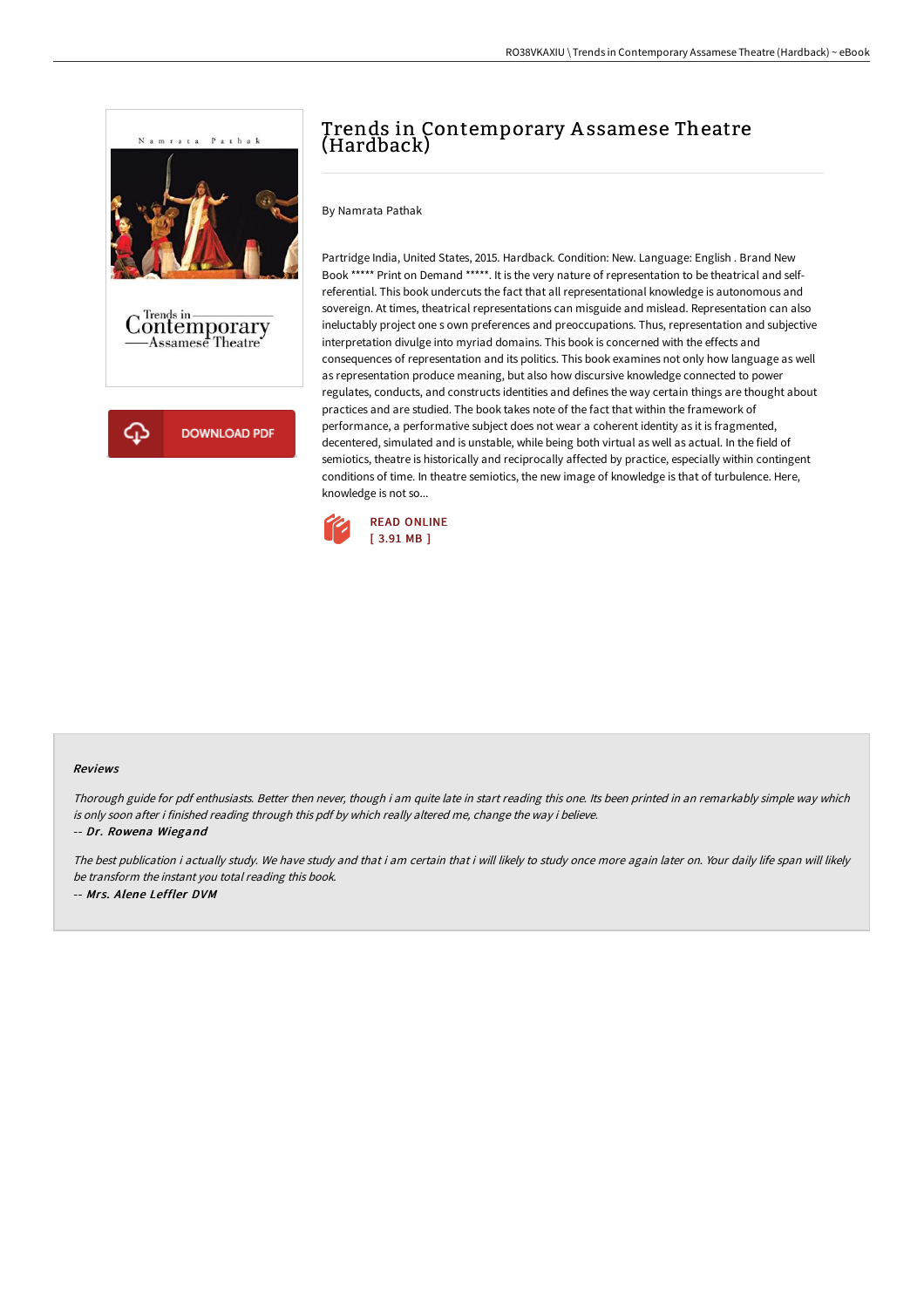# Trends in Contemporary Assamese Theatre (Hardback)

By Namrata Pathak

Partridge India, United States, 2015. Hardback. Condition: New. Language: English . Brand New Book ***** Print on Demand *****. It is the very nature of representation to be theatrical and self-referential. This book undercuts the fact that all representational knowledge is autonomous and sovereign. At times, theatrical representations can misguide and mislead. Representation can also ineluctably project one s own preferences and preoccupations. Thus, representation and subjective interpretation divulge into myriad domains. This book is concerned with the effects and consequences of representation and its politics. This book examines not only how language as well as representation produce meaning, but also how discursive knowledge connected to power regulates, conducts, and constructs identities and defines the way certain things are thought about practices and are studied. The book takes note of the fact that within the framework of performance, a performative subject does not wear a coherent identity as it is fragmented, decentered, simulated and is unstable, while being both virtual as well as actual. In the field of semiotics, theatre is historically and reciprocally affected by practice, especially within contingent conditions of time. In theatre semiotics, the new image of knowledge is that of turbulence. Here, knowledge is not so...

DOWNLOAD PDF

READ ONLINE
[ 3.91 MB ]

#### Reviews

*Thorough guide for pdf enthusiasts. Better then never, though i am quite late in start reading this one. Its been printed in an remarkably simple way which is only soon after i finished reading through this pdf by which really altered me, change the way i believe.*

*-- Dr. Rowena Wiegand*

*The best publication i actually study. We have study and that i am certain that i will likely to study once more again later on. Your daily life span will likely be transform the instant you total reading this book.*

*-- Mrs. Alene Leffler DVM*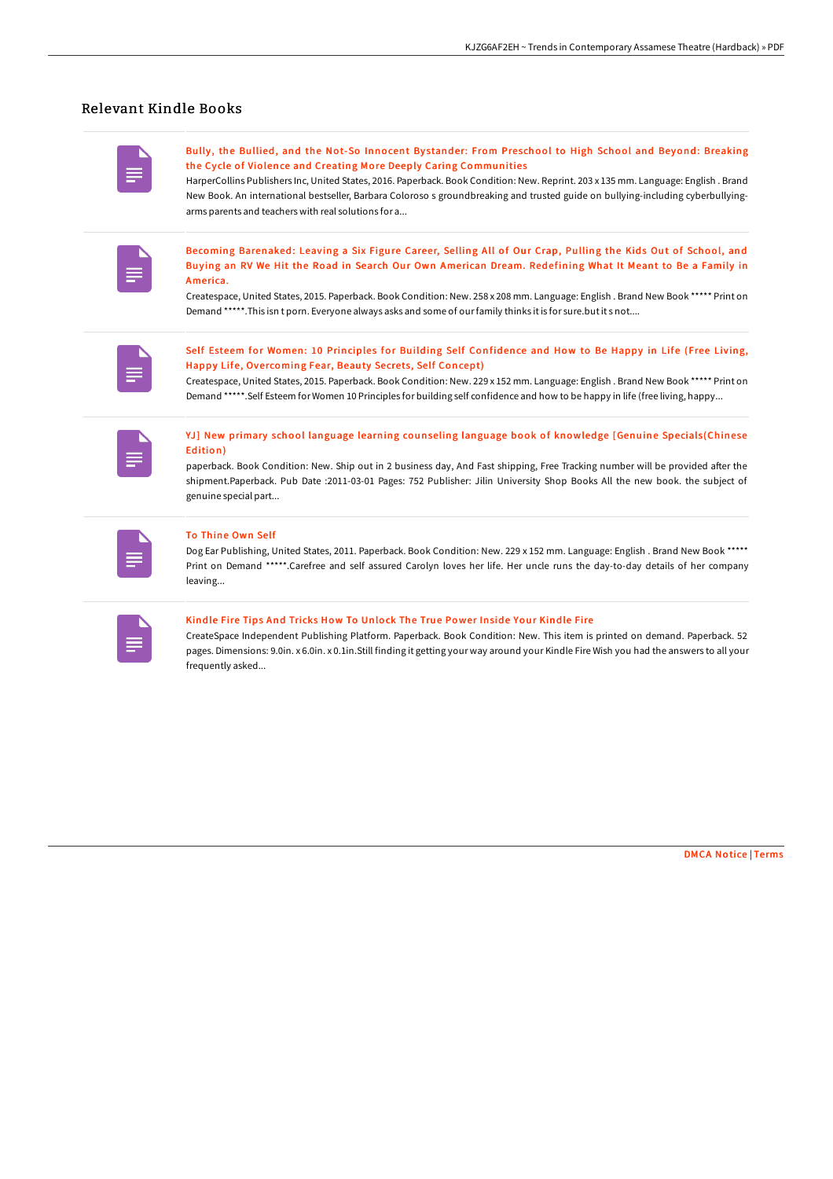## Relevant Kindle Books

**Bully, the Bullied, and the Not-So Innocent Bystander: From Preschool to High School and Beyond: Breaking the Cycle of Violence and Creating More Deeply Caring Communities**

HarperCollins Publishers Inc, United States, 2016. Paperback. Book Condition: New. Reprint. 203 x 135 mm. Language: English . Brand New Book. An international bestseller, Barbara Coloroso s groundbreaking and trusted guide on bullying-including cyberbullying-arms parents and teachers with real solutions for a...

**Becoming Barenaked: Leaving a Six Figure Career, Selling All of Our Crap, Pulling the Kids Out of School, and Buying an RV We Hit the Road in Search Our Own American Dream. Redefining What It Meant to Be a Family in America.**

Createspace, United States, 2015. Paperback. Book Condition: New. 258 x 208 mm. Language: English . Brand New Book ***** Print on Demand *****.This isn t porn. Everyone always asks and some of our family thinks it is for sure.but it s not....

**Self Esteem for Women: 10 Principles for Building Self Confidence and How to Be Happy in Life (Free Living, Happy Life, Overcoming Fear, Beauty Secrets, Self Concept)**

Createspace, United States, 2015. Paperback. Book Condition: New. 229 x 152 mm. Language: English . Brand New Book ***** Print on Demand *****.Self Esteem for Women 10 Principles for building self confidence and how to be happy in life (free living, happy...

**YJ] New primary school language learning counseling language book of knowledge [Genuine Specials(Chinese Edition)**

paperback. Book Condition: New. Ship out in 2 business day, And Fast shipping, Free Tracking number will be provided after the shipment.Paperback. Pub Date :2011-03-01 Pages: 752 Publisher: Jilin University Shop Books All the new book. the subject of genuine special part...

**To Thine Own Self**

Dog Ear Publishing, United States, 2011. Paperback. Book Condition: New. 229 x 152 mm. Language: English . Brand New Book ***** Print on Demand *****.Carefree and self assured Carolyn loves her life. Her uncle runs the day-to-day details of her company leaving...

**Kindle Fire Tips And Tricks How To Unlock The True Power Inside Your Kindle Fire**

CreateSpace Independent Publishing Platform. Paperback. Book Condition: New. This item is printed on demand. Paperback. 52 pages. Dimensions: 9.0in. x 6.0in. x 0.1in.Still finding it getting your way around your Kindle Fire Wish you had the answers to all your frequently asked...